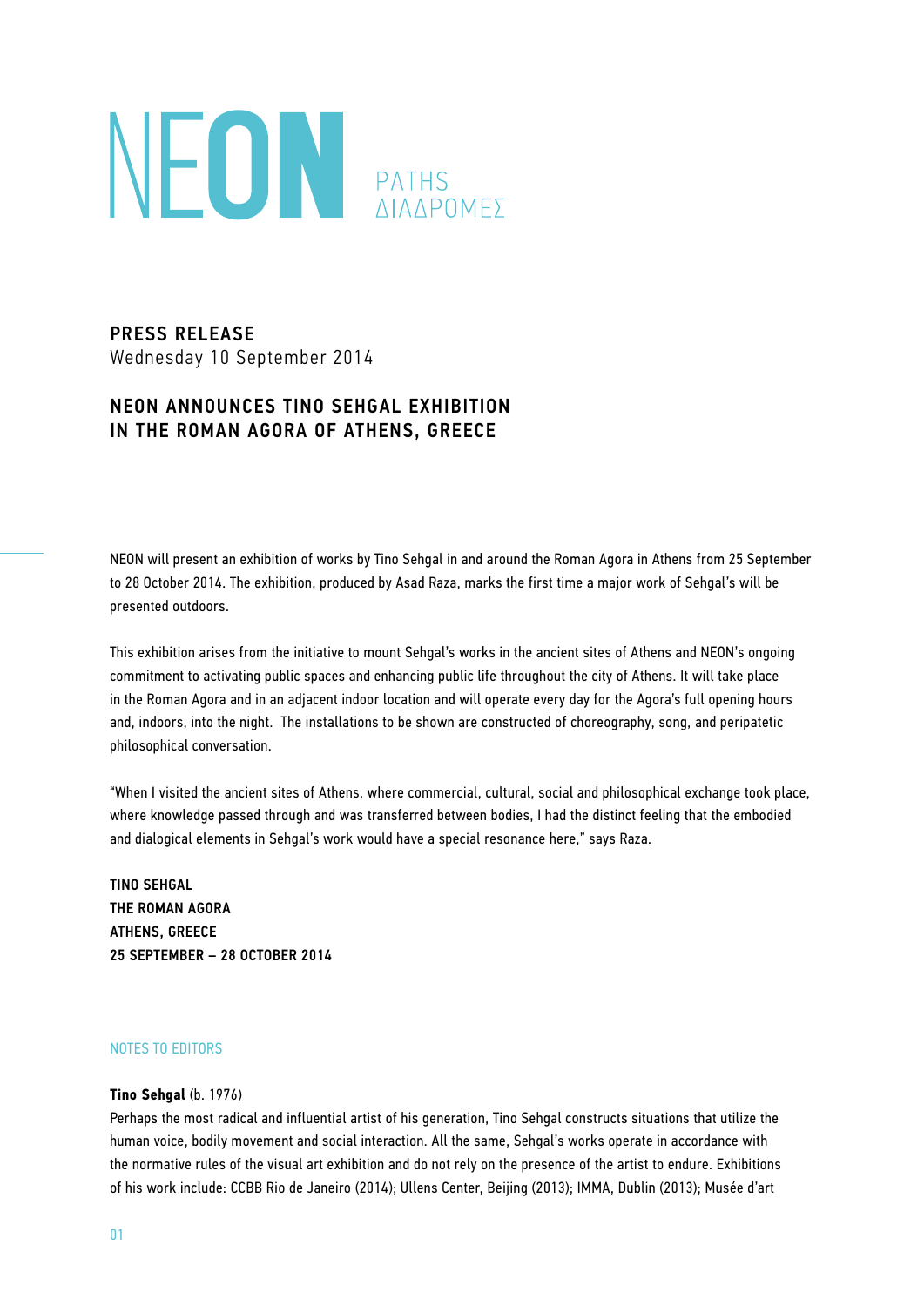# NEON

PATHS
ΔΙΑΔΡΟΜΕΣ

**PRESS RELEASE**
Wednesday 10 September 2014

## NEON ANNOUNCES TINO SEHGAL EXHIBITION IN THE ROMAN AGORA OF ATHENS, GREECE

NEON will present an exhibition of works by Tino Sehgal in and around the Roman Agora in Athens from 25 September to 28 October 2014. The exhibition, produced by Asad Raza, marks the first time a major work of Sehgal's will be presented outdoors.

This exhibition arises from the initiative to mount Sehgal's works in the ancient sites of Athens and NEON's ongoing commitment to activating public spaces and enhancing public life throughout the city of Athens. It will take place in the Roman Agora and in an adjacent indoor location and will operate every day for the Agora's full opening hours and, indoors, into the night. The installations to be shown are constructed of choreography, song, and peripatetic philosophical conversation.

"When I visited the ancient sites of Athens, where commercial, cultural, social and philosophical exchange took place, where knowledge passed through and was transferred between bodies, I had the distinct feeling that the embodied and dialogical elements in Sehgal's work would have a special resonance here," says Raza.

**TINO SEHGAL**
**THE ROMAN AGORA**
**ATHENS, GREECE**
**25 SEPTEMBER – 28 OCTOBER 2014**

NOTES TO EDITORS

**Tino Sehgal** (b. 1976)
Perhaps the most radical and influential artist of his generation, Tino Sehgal constructs situations that utilize the human voice, bodily movement and social interaction. All the same, Sehgal's works operate in accordance with the normative rules of the visual art exhibition and do not rely on the presence of the artist to endure. Exhibitions of his work include: CCBB Rio de Janeiro (2014); Ullens Center, Beijing (2013); IMMA, Dublin (2013); Musée d'art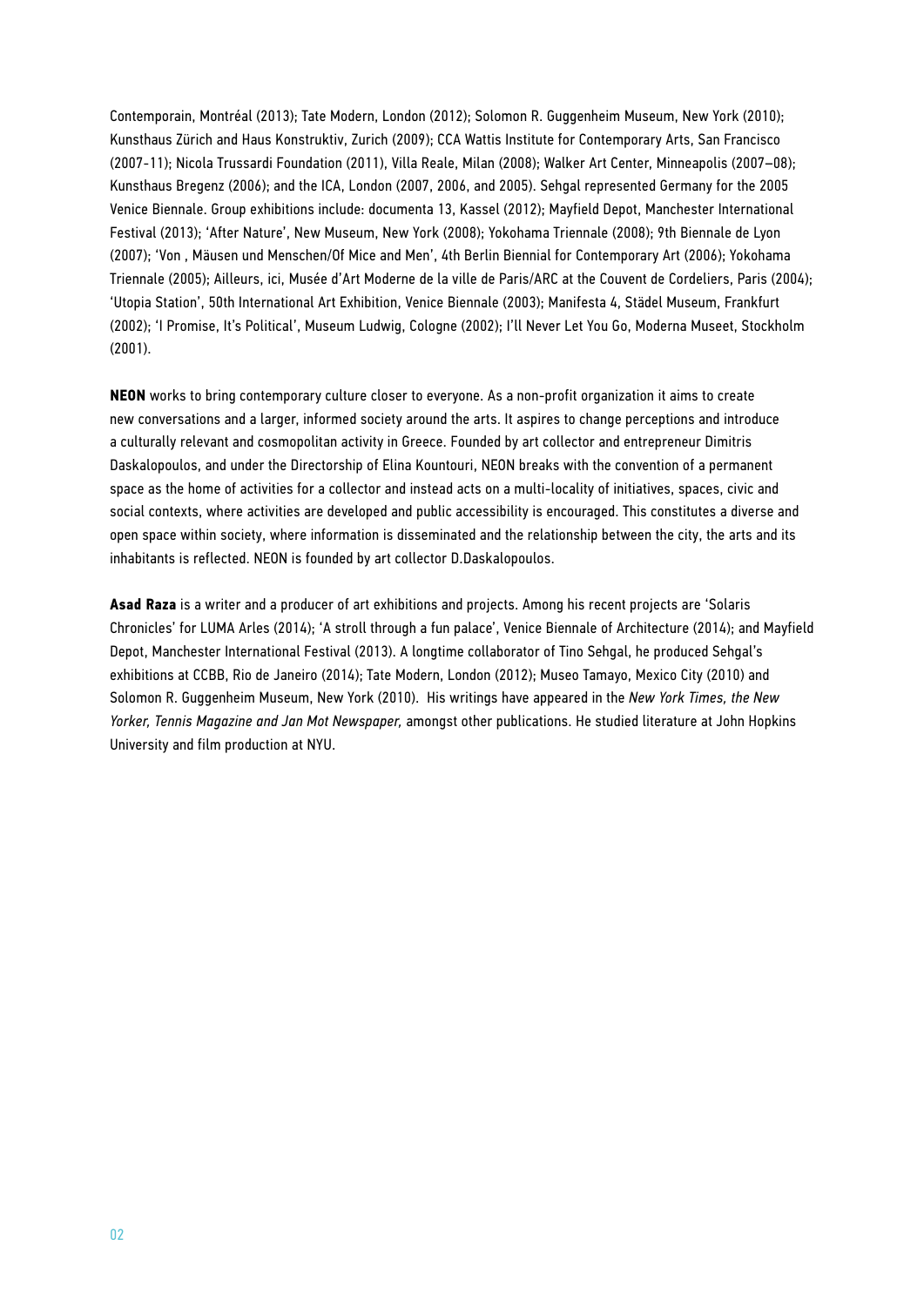Contemporain, Montréal (2013); Tate Modern, London (2012); Solomon R. Guggenheim Museum, New York (2010); Kunsthaus Zürich and Haus Konstruktiv, Zurich (2009); CCA Wattis Institute for Contemporary Arts, San Francisco (2007-11); Nicola Trussardi Foundation (2011), Villa Reale, Milan (2008); Walker Art Center, Minneapolis (2007–08); Kunsthaus Bregenz (2006); and the ICA, London (2007, 2006, and 2005). Sehgal represented Germany for the 2005 Venice Biennale. Group exhibitions include: documenta 13, Kassel (2012); Mayfield Depot, Manchester International Festival (2013); 'After Nature', New Museum, New York (2008); Yokohama Triennale (2008); 9th Biennale de Lyon (2007); 'Von , Mäusen und Menschen/Of Mice and Men', 4th Berlin Biennial for Contemporary Art (2006); Yokohama Triennale (2005); Ailleurs, ici, Musée d'Art Moderne de la ville de Paris/ARC at the Couvent de Cordeliers, Paris (2004); 'Utopia Station', 50th International Art Exhibition, Venice Biennale (2003); Manifesta 4, Städel Museum, Frankfurt (2002); 'I Promise, It's Political', Museum Ludwig, Cologne (2002); I'll Never Let You Go, Moderna Museet, Stockholm (2001).

**NEON** works to bring contemporary culture closer to everyone. As a non-profit organization it aims to create new conversations and a larger, informed society around the arts. It aspires to change perceptions and introduce a culturally relevant and cosmopolitan activity in Greece. Founded by art collector and entrepreneur Dimitris Daskalopoulos, and under the Directorship of Elina Kountouri, NEON breaks with the convention of a permanent space as the home of activities for a collector and instead acts on a multi-locality of initiatives, spaces, civic and social contexts, where activities are developed and public accessibility is encouraged. This constitutes a diverse and open space within society, where information is disseminated and the relationship between the city, the arts and its inhabitants is reflected. NEON is founded by art collector D.Daskalopoulos.

**Asad Raza** is a writer and a producer of art exhibitions and projects. Among his recent projects are 'Solaris Chronicles' for LUMA Arles (2014); 'A stroll through a fun palace', Venice Biennale of Architecture (2014); and Mayfield Depot, Manchester International Festival (2013). A longtime collaborator of Tino Sehgal, he produced Sehgal's exhibitions at CCBB, Rio de Janeiro (2014); Tate Modern, London (2012); Museo Tamayo, Mexico City (2010) and Solomon R. Guggenheim Museum, New York (2010). His writings have appeared in the *New York Times, the New Yorker, Tennis Magazine and Jan Mot Newspaper,* amongst other publications. He studied literature at John Hopkins University and film production at NYU.